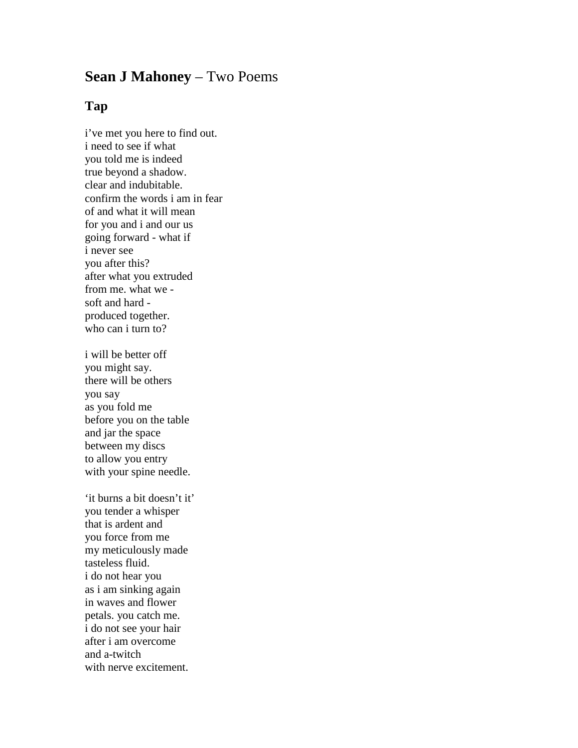# **Sean J Mahoney** – Two Poems

## Tap

i've met you here to find out.  
i need to see if what  
you told me is indeed  
true beyond a shadow.  
clear and indubitable.  
confirm the words i am in fear  
of and what it will mean  
for you and i and our us  
going forward - what if  
i never see  
you after this?  
after what you extruded  
from me. what we -  
soft and hard -  
produced together.  
who can i turn to?

i will be better off  
you might say.  
there will be others  
you say  
as you fold me  
before you on the table  
and jar the space  
between my discs  
to allow you entry  
with your spine needle.

'it burns a bit doesn't it'  
you tender a whisper  
that is ardent and  
you force from me  
my meticulously made  
tasteless fluid.  
i do not hear you  
as i am sinking again  
in waves and flower  
petals. you catch me.  
i do not see your hair  
after i am overcome  
and a-twitch  
with nerve excitement.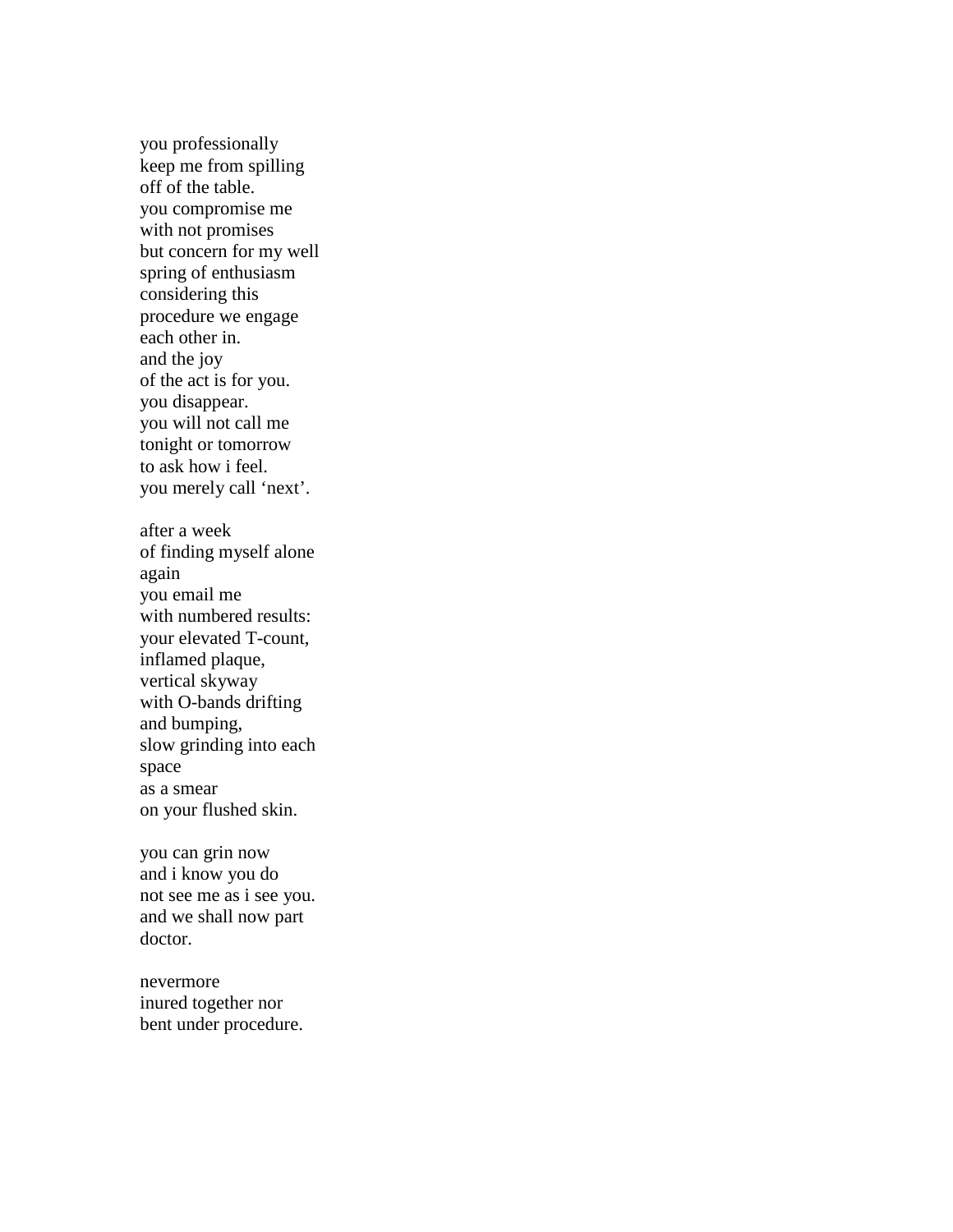you professionally  
keep me from spilling  
off of the table.  
you compromise me  
with not promises  
but concern for my well  
spring of enthusiasm  
considering this  
procedure we engage  
each other in.  
and the joy  
of the act is for you.  
you disappear.  
you will not call me  
tonight or tomorrow  
to ask how i feel.  
you merely call 'next'.

after a week  
of finding myself alone  
again  
you email me  
with numbered results:  
your elevated T-count,  
inflamed plaque,  
vertical skyway  
with O-bands drifting  
and bumping,  
slow grinding into each  
space  
as a smear  
on your flushed skin.

you can grin now  
and i know you do  
not see me as i see you.  
and we shall now part  
doctor.

nevermore  
inured together nor  
bent under procedure.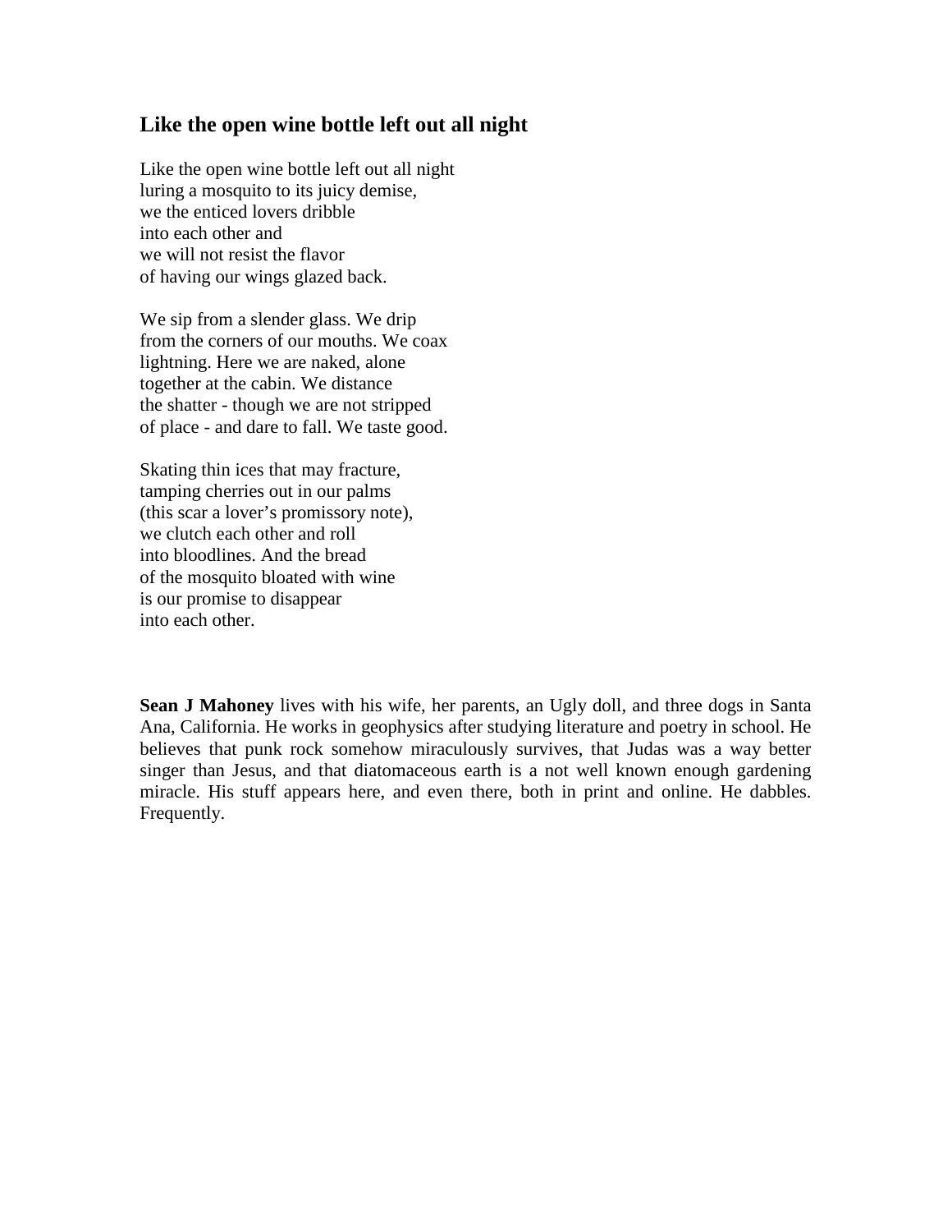## Like the open wine bottle left out all night

Like the open wine bottle left out all night  
luring a mosquito to its juicy demise,  
we the enticed lovers dribble  
into each other and  
we will not resist the flavor  
of having our wings glazed back.

We sip from a slender glass. We drip  
from the corners of our mouths. We coax  
lightning. Here we are naked, alone  
together at the cabin. We distance  
the shatter - though we are not stripped  
of place - and dare to fall. We taste good.

Skating thin ices that may fracture,  
tamping cherries out in our palms  
(this scar a lover's promissory note),  
we clutch each other and roll  
into bloodlines. And the bread  
of the mosquito bloated with wine  
is our promise to disappear  
into each other.

**Sean J Mahoney** lives with his wife, her parents, an Ugly doll, and three dogs in Santa Ana, California. He works in geophysics after studying literature and poetry in school. He believes that punk rock somehow miraculously survives, that Judas was a way better singer than Jesus, and that diatomaceous earth is a not well known enough gardening miracle. His stuff appears here, and even there, both in print and online. He dabbles. Frequently.